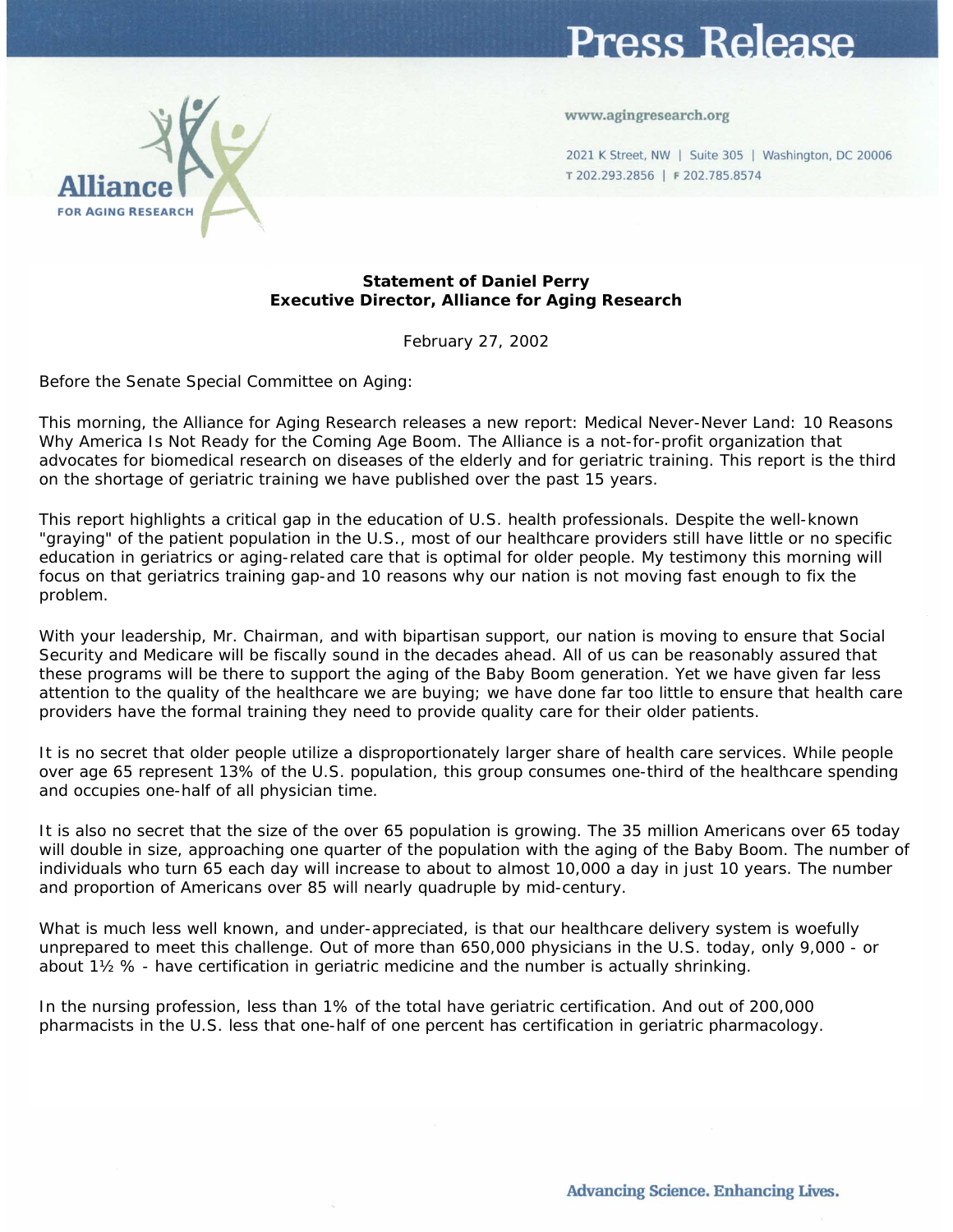# Press Release

**Alliance FOR AGING RESEARCH**

www.agingresearch.org

2021 K Street, NW | Suite 305 | Washington, DC 20006
T 202.293.2856 | F 202.785.8574

**Statement of Daniel Perry**
**Executive Director, Alliance for Aging Research**

February 27, 2002

Before the Senate Special Committee on Aging:

This morning, the Alliance for Aging Research releases a new report: Medical Never-Never Land: 10 Reasons Why America Is Not Ready for the Coming Age Boom. The Alliance is a not-for-profit organization that advocates for biomedical research on diseases of the elderly and for geriatric training. This report is the third on the shortage of geriatric training we have published over the past 15 years.

This report highlights a critical gap in the education of U.S. health professionals. Despite the well-known "graying" of the patient population in the U.S., most of our healthcare providers still have little or no specific education in geriatrics or aging-related care that is optimal for older people. My testimony this morning will focus on that geriatrics training gap-and 10 reasons why our nation is not moving fast enough to fix the problem.

With your leadership, Mr. Chairman, and with bipartisan support, our nation is moving to ensure that Social Security and Medicare will be fiscally sound in the decades ahead. All of us can be reasonably assured that these programs will be there to support the aging of the Baby Boom generation. Yet we have given far less attention to the quality of the healthcare we are buying; we have done far too little to ensure that health care providers have the formal training they need to provide quality care for their older patients.

It is no secret that older people utilize a disproportionately larger share of health care services. While people over age 65 represent 13% of the U.S. population, this group consumes one-third of the healthcare spending and occupies one-half of all physician time.

It is also no secret that the size of the over 65 population is growing. The 35 million Americans over 65 today will double in size, approaching one quarter of the population with the aging of the Baby Boom. The number of individuals who turn 65 each day will increase to about to almost 10,000 a day in just 10 years. The number and proportion of Americans over 85 will nearly quadruple by mid-century.

What is much less well known, and under-appreciated, is that our healthcare delivery system is woefully unprepared to meet this challenge. Out of more than 650,000 physicians in the U.S. today, only 9,000 - or about 1½ % - have certification in geriatric medicine and the number is actually shrinking.

In the nursing profession, less than 1% of the total have geriatric certification. And out of 200,000 pharmacists in the U.S. less that one-half of one percent has certification in geriatric pharmacology.

Advancing Science. Enhancing Lives.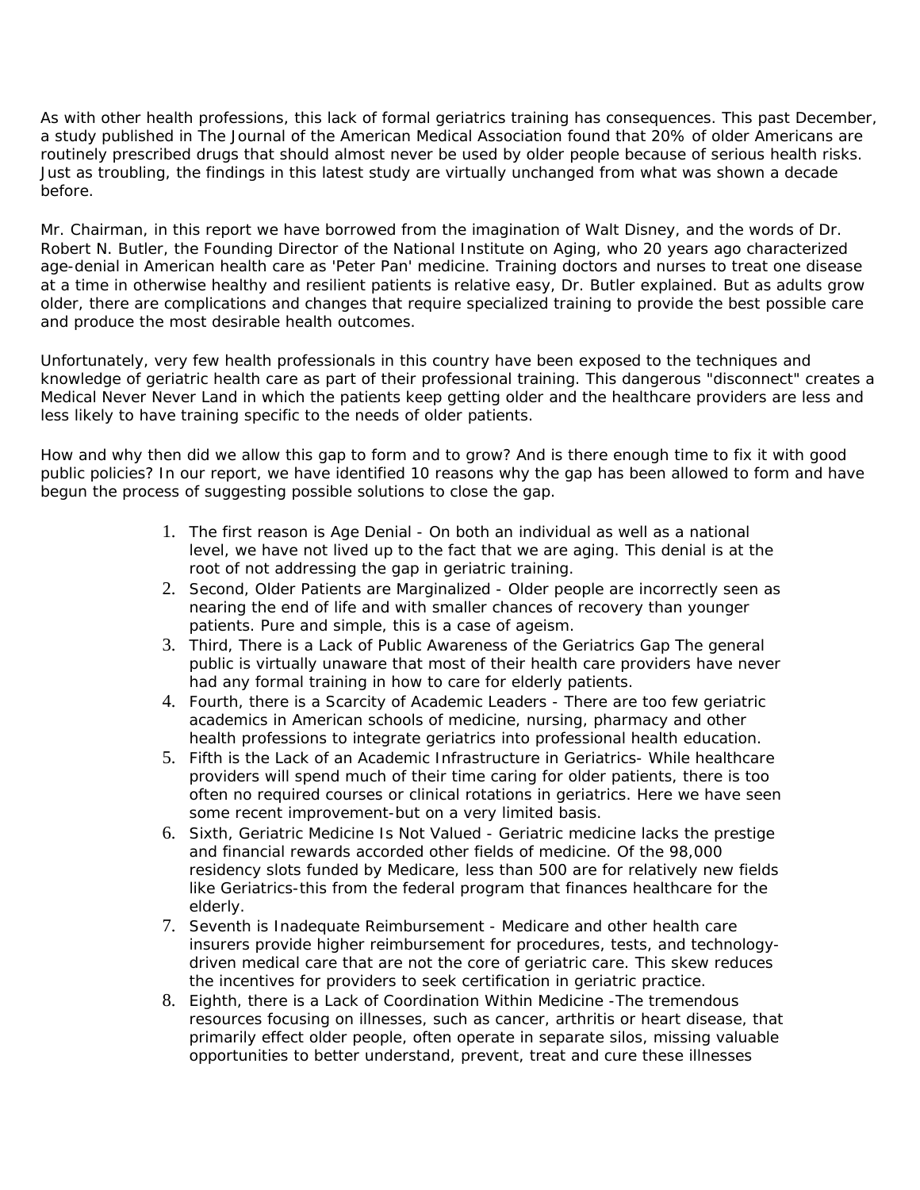As with other health professions, this lack of formal geriatrics training has consequences. This past December, a study published in The Journal of the American Medical Association found that 20% of older Americans are routinely prescribed drugs that should almost never be used by older people because of serious health risks. Just as troubling, the findings in this latest study are virtually unchanged from what was shown a decade before.

Mr. Chairman, in this report we have borrowed from the imagination of Walt Disney, and the words of Dr. Robert N. Butler, the Founding Director of the National Institute on Aging, who 20 years ago characterized age-denial in American health care as 'Peter Pan' medicine. Training doctors and nurses to treat one disease at a time in otherwise healthy and resilient patients is relative easy, Dr. Butler explained. But as adults grow older, there are complications and changes that require specialized training to provide the best possible care and produce the most desirable health outcomes.

Unfortunately, very few health professionals in this country have been exposed to the techniques and knowledge of geriatric health care as part of their professional training. This dangerous "disconnect" creates a Medical Never Never Land in which the patients keep getting older and the healthcare providers are less and less likely to have training specific to the needs of older patients.

How and why then did we allow this gap to form and to grow? And is there enough time to fix it with good public policies? In our report, we have identified 10 reasons why the gap has been allowed to form and have begun the process of suggesting possible solutions to close the gap.

1. The first reason is Age Denial - On both an individual as well as a national level, we have not lived up to the fact that we are aging. This denial is at the root of not addressing the gap in geriatric training.
2. Second, Older Patients are Marginalized - Older people are incorrectly seen as nearing the end of life and with smaller chances of recovery than younger patients. Pure and simple, this is a case of ageism.
3. Third, There is a Lack of Public Awareness of the Geriatrics Gap The general public is virtually unaware that most of their health care providers have never had any formal training in how to care for elderly patients.
4. Fourth, there is a Scarcity of Academic Leaders - There are too few geriatric academics in American schools of medicine, nursing, pharmacy and other health professions to integrate geriatrics into professional health education.
5. Fifth is the Lack of an Academic Infrastructure in Geriatrics- While healthcare providers will spend much of their time caring for older patients, there is too often no required courses or clinical rotations in geriatrics. Here we have seen some recent improvement-but on a very limited basis.
6. Sixth, Geriatric Medicine Is Not Valued - Geriatric medicine lacks the prestige and financial rewards accorded other fields of medicine. Of the 98,000 residency slots funded by Medicare, less than 500 are for relatively new fields like Geriatrics-this from the federal program that finances healthcare for the elderly.
7. Seventh is Inadequate Reimbursement - Medicare and other health care insurers provide higher reimbursement for procedures, tests, and technology-driven medical care that are not the core of geriatric care. This skew reduces the incentives for providers to seek certification in geriatric practice.
8. Eighth, there is a Lack of Coordination Within Medicine -The tremendous resources focusing on illnesses, such as cancer, arthritis or heart disease, that primarily effect older people, often operate in separate silos, missing valuable opportunities to better understand, prevent, treat and cure these illnesses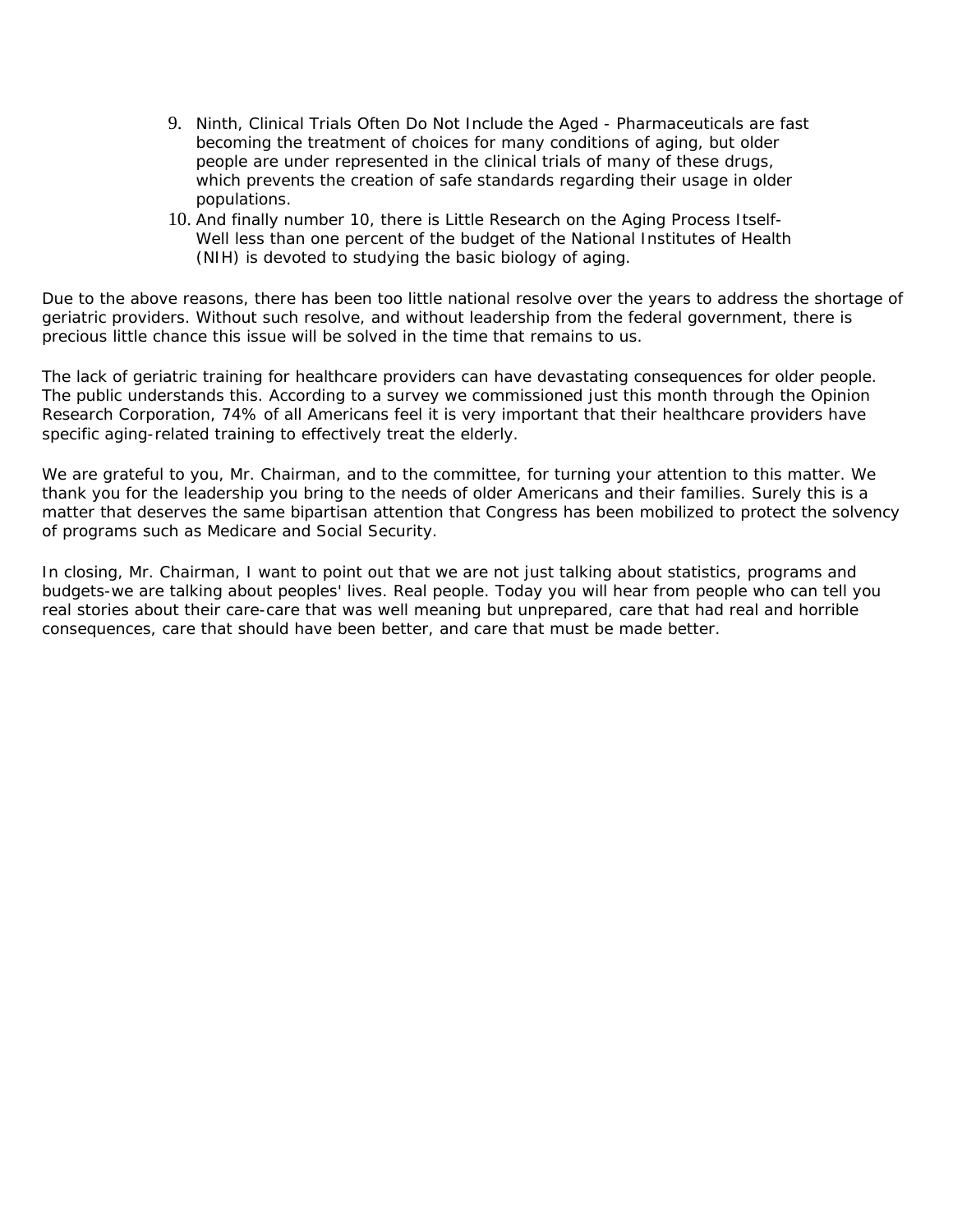9. Ninth, Clinical Trials Often Do Not Include the Aged - Pharmaceuticals are fast becoming the treatment of choices for many conditions of aging, but older people are under represented in the clinical trials of many of these drugs, which prevents the creation of safe standards regarding their usage in older populations.
10. And finally number 10, there is Little Research on the Aging Process Itself- Well less than one percent of the budget of the National Institutes of Health (NIH) is devoted to studying the basic biology of aging.

Due to the above reasons, there has been too little national resolve over the years to address the shortage of geriatric providers. Without such resolve, and without leadership from the federal government, there is precious little chance this issue will be solved in the time that remains to us.

The lack of geriatric training for healthcare providers can have devastating consequences for older people. The public understands this. According to a survey we commissioned just this month through the Opinion Research Corporation, 74% of all Americans feel it is very important that their healthcare providers have specific aging-related training to effectively treat the elderly.

We are grateful to you, Mr. Chairman, and to the committee, for turning your attention to this matter. We thank you for the leadership you bring to the needs of older Americans and their families. Surely this is a matter that deserves the same bipartisan attention that Congress has been mobilized to protect the solvency of programs such as Medicare and Social Security.

In closing, Mr. Chairman, I want to point out that we are not just talking about statistics, programs and budgets-we are talking about peoples' lives. Real people. Today you will hear from people who can tell you real stories about their care-care that was well meaning but unprepared, care that had real and horrible consequences, care that should have been better, and care that must be made better.